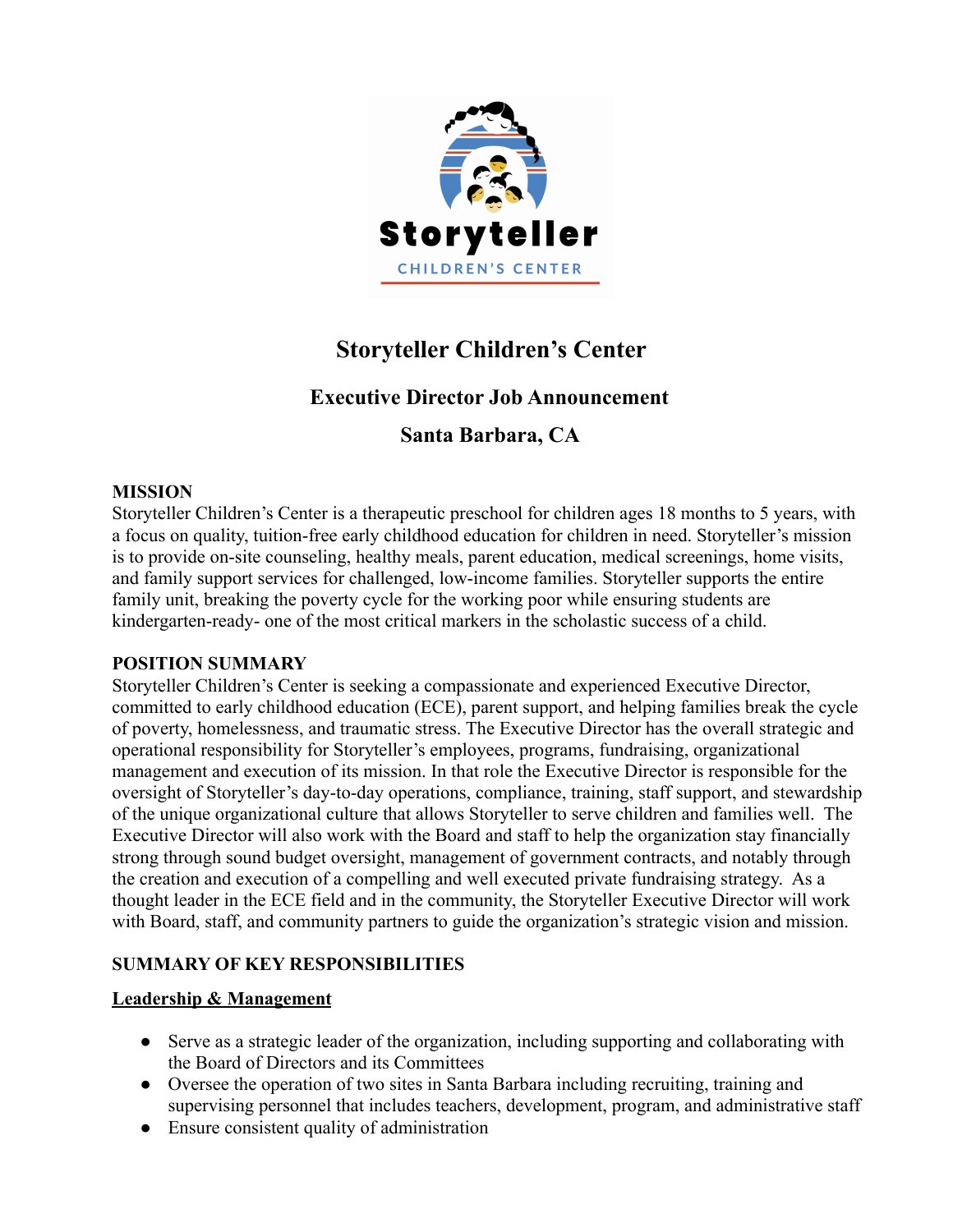# Storyteller Children's Center

## Executive Director Job Announcement

## Santa Barbara, CA

**MISSION**

Storyteller Children's Center is a therapeutic preschool for children ages 18 months to 5 years, with a focus on quality, tuition-free early childhood education for children in need. Storyteller's mission is to provide on-site counseling, healthy meals, parent education, medical screenings, home visits, and family support services for challenged, low-income families. Storyteller supports the entire family unit, breaking the poverty cycle for the working poor while ensuring students are kindergarten-ready- one of the most critical markers in the scholastic success of a child.

**POSITION SUMMARY**

Storyteller Children's Center is seeking a compassionate and experienced Executive Director, committed to early childhood education (ECE), parent support, and helping families break the cycle of poverty, homelessness, and traumatic stress. The Executive Director has the overall strategic and operational responsibility for Storyteller's employees, programs, fundraising, organizational management and execution of its mission. In that role the Executive Director is responsible for the oversight of Storyteller's day-to-day operations, compliance, training, staff support, and stewardship of the unique organizational culture that allows Storyteller to serve children and families well. The Executive Director will also work with the Board and staff to help the organization stay financially strong through sound budget oversight, management of government contracts, and notably through the creation and execution of a compelling and well executed private fundraising strategy. As a thought leader in the ECE field and in the community, the Storyteller Executive Director will work with Board, staff, and community partners to guide the organization's strategic vision and mission.

**SUMMARY OF KEY RESPONSIBILITIES**

**Leadership & Management**

- Serve as a strategic leader of the organization, including supporting and collaborating with the Board of Directors and its Committees
- Oversee the operation of two sites in Santa Barbara including recruiting, training and supervising personnel that includes teachers, development, program, and administrative staff
- Ensure consistent quality of administration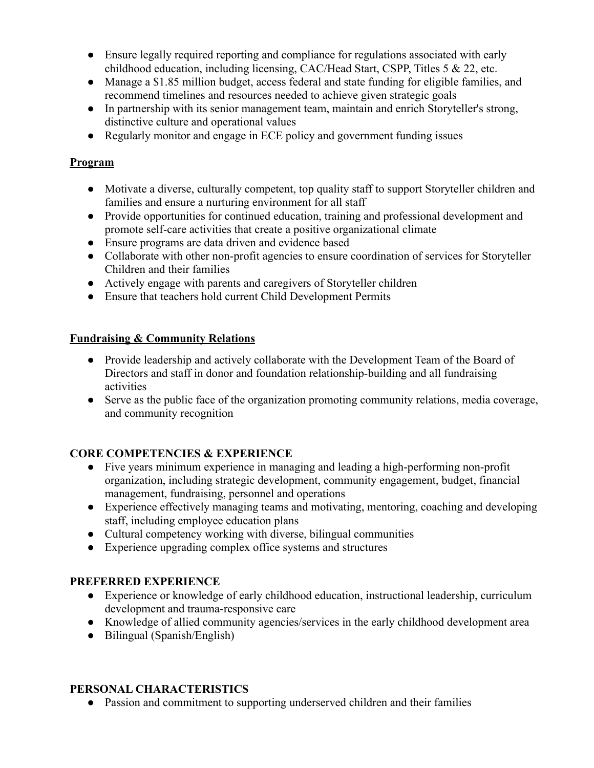- Ensure legally required reporting and compliance for regulations associated with early childhood education, including licensing, CAC/Head Start, CSPP, Titles 5 & 22, etc.
- Manage a $1.85 million budget, access federal and state funding for eligible families, and recommend timelines and resources needed to achieve given strategic goals
- In partnership with its senior management team, maintain and enrich Storyteller's strong, distinctive culture and operational values
- Regularly monitor and engage in ECE policy and government funding issues

**<u>Program</u>**

- Motivate a diverse, culturally competent, top quality staff to support Storyteller children and families and ensure a nurturing environment for all staff
- Provide opportunities for continued education, training and professional development and promote self-care activities that create a positive organizational climate
- Ensure programs are data driven and evidence based
- Collaborate with other non-profit agencies to ensure coordination of services for Storyteller Children and their families
- Actively engage with parents and caregivers of Storyteller children
- Ensure that teachers hold current Child Development Permits

**<u>Fundraising & Community Relations</u>**

- Provide leadership and actively collaborate with the Development Team of the Board of Directors and staff in donor and foundation relationship-building and all fundraising activities
- Serve as the public face of the organization promoting community relations, media coverage, and community recognition

## CORE COMPETENCIES & EXPERIENCE

- Five years minimum experience in managing and leading a high-performing non-profit organization, including strategic development, community engagement, budget, financial management, fundraising, personnel and operations
- Experience effectively managing teams and motivating, mentoring, coaching and developing staff, including employee education plans
- Cultural competency working with diverse, bilingual communities
- Experience upgrading complex office systems and structures

## PREFERRED EXPERIENCE

- Experience or knowledge of early childhood education, instructional leadership, curriculum development and trauma-responsive care
- Knowledge of allied community agencies/services in the early childhood development area
- Bilingual (Spanish/English)

## PERSONAL CHARACTERISTICS

- Passion and commitment to supporting underserved children and their families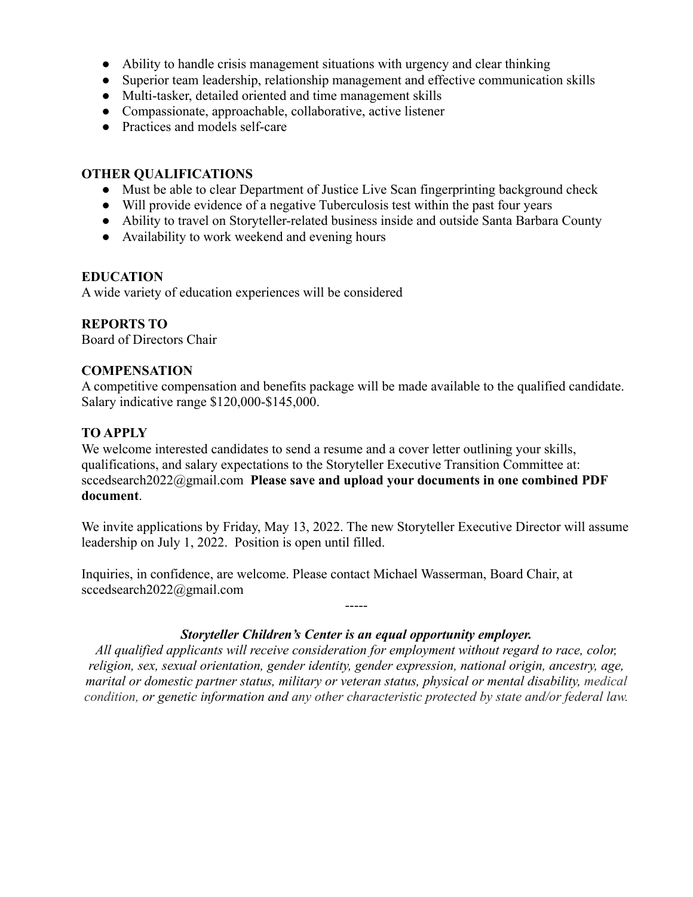- Ability to handle crisis management situations with urgency and clear thinking
- Superior team leadership, relationship management and effective communication skills
- Multi-tasker, detailed oriented and time management skills
- Compassionate, approachable, collaborative, active listener
- Practices and models self-care

**OTHER QUALIFICATIONS**

- Must be able to clear Department of Justice Live Scan fingerprinting background check
- Will provide evidence of a negative Tuberculosis test within the past four years
- Ability to travel on Storyteller-related business inside and outside Santa Barbara County
- Availability to work weekend and evening hours

**EDUCATION**

A wide variety of education experiences will be considered

**REPORTS TO**

Board of Directors Chair

**COMPENSATION**

A competitive compensation and benefits package will be made available to the qualified candidate. Salary indicative range $120,000-$145,000.

**TO APPLY**

We welcome interested candidates to send a resume and a cover letter outlining your skills, qualifications, and salary expectations to the Storyteller Executive Transition Committee at: sccedsearch2022@gmail.com **Please save and upload your documents in one combined PDF document**.

We invite applications by Friday, May 13, 2022. The new Storyteller Executive Director will assume leadership on July 1, 2022. Position is open until filled.

Inquiries, in confidence, are welcome. Please contact Michael Wasserman, Board Chair, at sccedsearch2022@gmail.com

-----

***Storyteller Children's Center is an equal opportunity employer.***

*All qualified applicants will receive consideration for employment without regard to race, color, religion, sex, sexual orientation, gender identity, gender expression, national origin, ancestry, age, marital or domestic partner status, military or veteran status, physical or mental disability, medical condition, or genetic information and any other characteristic protected by state and/or federal law.*